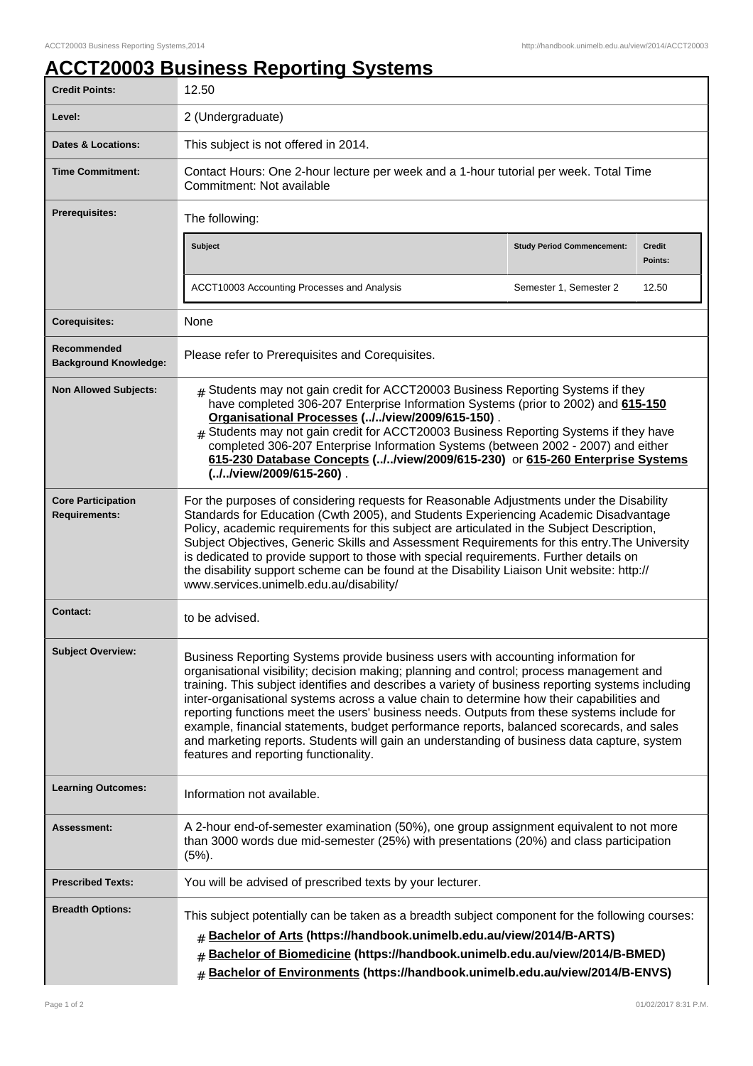# ACCT20003 Business Reporting Systems

| | |
|---|---|
| **Credit Points:** | 12.50 |
| **Level:** | 2 (Undergraduate) |
| **Dates & Locations:** | This subject is not offered in 2014. |
| **Time Commitment:** | Contact Hours: One 2-hour lecture per week and a 1-hour tutorial per week. Total Time Commitment: Not available |
| **Prerequisites:** | The following:<br><br>**Subject** / **Study Period Commencement:** / **Credit Points:**<br>ACCT10003 Accounting Processes and Analysis / Semester 1, Semester 2 / 12.50 |
| **Corequisites:** | None |
| **Recommended Background Knowledge:** | Please refer to Prerequisites and Corequisites. |
| **Non Allowed Subjects:** | # Students may not gain credit for ACCT20003 Business Reporting Systems if they have completed 306-207 Enterprise Information Systems (prior to 2002) and **615-150 Organisational Processes (../../view/2009/615-150)** .<br># Students may not gain credit for ACCT20003 Business Reporting Systems if they have completed 306-207 Enterprise Information Systems (between 2002 - 2007) and either **615-230 Database Concepts (../../view/2009/615-230)** or **615-260 Enterprise Systems (../../view/2009/615-260)** . |
| **Core Participation Requirements:** | For the purposes of considering requests for Reasonable Adjustments under the Disability Standards for Education (Cwth 2005), and Students Experiencing Academic Disadvantage Policy, academic requirements for this subject are articulated in the Subject Description, Subject Objectives, Generic Skills and Assessment Requirements for this entry.The University is dedicated to provide support to those with special requirements. Further details on the disability support scheme can be found at the Disability Liaison Unit website: http://www.services.unimelb.edu.au/disability/ |
| **Contact:** | to be advised. |
| **Subject Overview:** | Business Reporting Systems provide business users with accounting information for organisational visibility; decision making; planning and control; process management and training. This subject identifies and describes a variety of business reporting systems including inter-organisational systems across a value chain to determine how their capabilities and reporting functions meet the users' business needs. Outputs from these systems include for example, financial statements, budget performance reports, balanced scorecards, and sales and marketing reports. Students will gain an understanding of business data capture, system features and reporting functionality. |
| **Learning Outcomes:** | Information not available. |
| **Assessment:** | A 2-hour end-of-semester examination (50%), one group assignment equivalent to not more than 3000 words due mid-semester (25%) with presentations (20%) and class participation (5%). |
| **Prescribed Texts:** | You will be advised of prescribed texts by your lecturer. |
| **Breadth Options:** | This subject potentially can be taken as a breadth subject component for the following courses:<br># **Bachelor of Arts (https://handbook.unimelb.edu.au/view/2014/B-ARTS)**<br># **Bachelor of Biomedicine (https://handbook.unimelb.edu.au/view/2014/B-BMED)**<br># **Bachelor of Environments (https://handbook.unimelb.edu.au/view/2014/B-ENVS)** |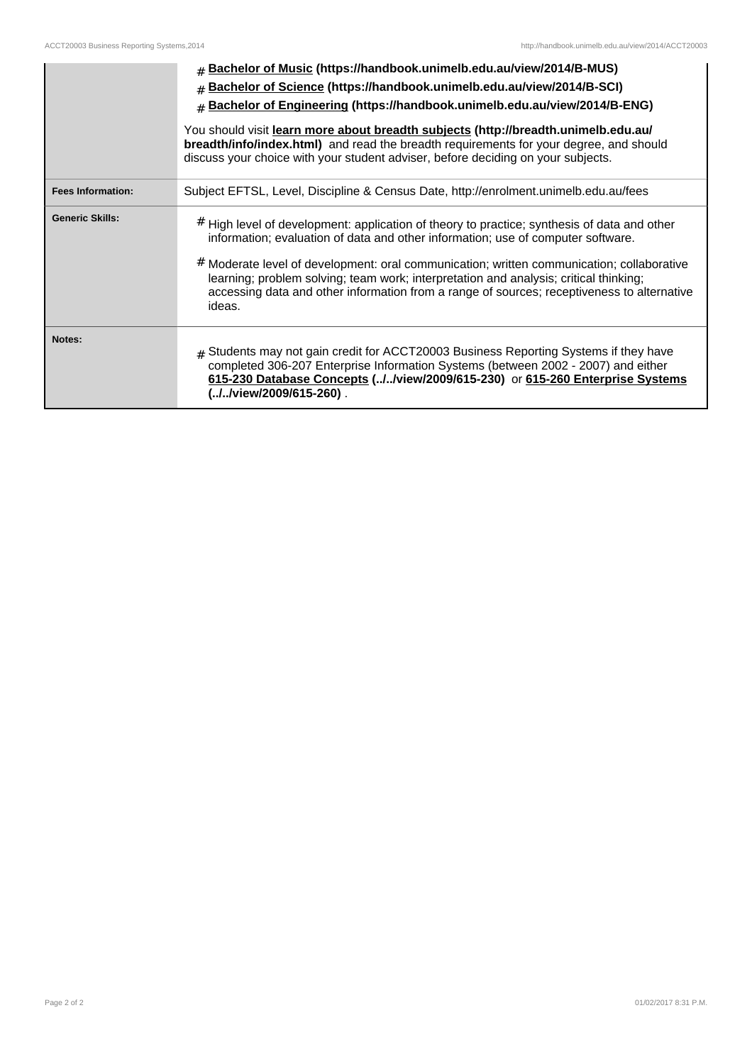| | |
|---|---|
| | # **Bachelor of Music (https://handbook.unimelb.edu.au/view/2014/B-MUS)**<br># **Bachelor of Science (https://handbook.unimelb.edu.au/view/2014/B-SCI)**<br># **Bachelor of Engineering (https://handbook.unimelb.edu.au/view/2014/B-ENG)**<br><br>You should visit **learn more about breadth subjects (http://breadth.unimelb.edu.au/breadth/info/index.html)** and read the breadth requirements for your degree, and should discuss your choice with your student adviser, before deciding on your subjects. |
| **Fees Information:** | Subject EFTSL, Level, Discipline & Census Date, http://enrolment.unimelb.edu.au/fees |
| **Generic Skills:** | # High level of development: application of theory to practice; synthesis of data and other information; evaluation of data and other information; use of computer software.<br><br># Moderate level of development: oral communication; written communication; collaborative learning; problem solving; team work; interpretation and analysis; critical thinking; accessing data and other information from a range of sources; receptiveness to alternative ideas. |
| **Notes:** | # Students may not gain credit for ACCT20003 Business Reporting Systems if they have completed 306-207 Enterprise Information Systems (between 2002 - 2007) and either **615-230 Database Concepts (../../view/2009/615-230)** or **615-260 Enterprise Systems (../../view/2009/615-260)** . |